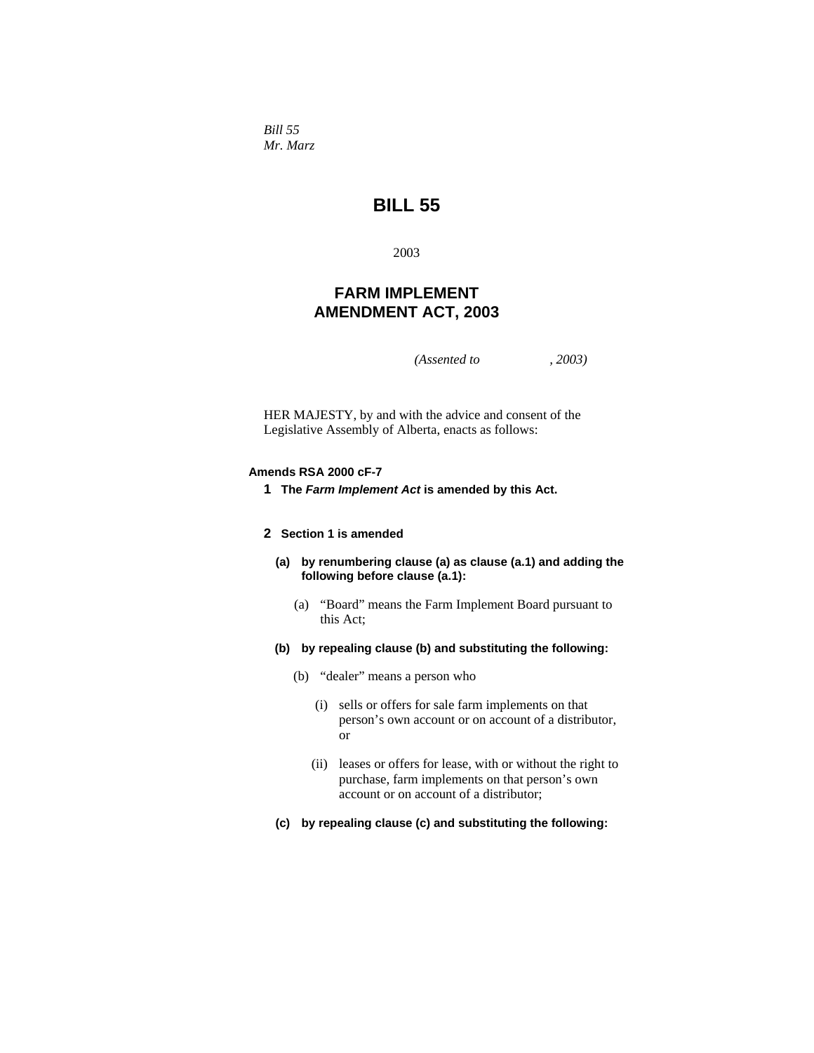*Bill 55*
*Mr. Marz*

# BILL 55

2003

## FARM IMPLEMENT AMENDMENT ACT, 2003

*(Assented to , 2003)*

HER MAJESTY, by and with the advice and consent of the Legislative Assembly of Alberta, enacts as follows:

**Amends RSA 2000 cF-7**

**1 The *Farm Implement Act* is amended by this Act.**

**2 Section 1 is amended**

**(a) by renumbering clause (a) as clause (a.1) and adding the following before clause (a.1):**

(a) "Board" means the Farm Implement Board pursuant to this Act;

**(b) by repealing clause (b) and substituting the following:**

(b) "dealer" means a person who

(i) sells or offers for sale farm implements on that person's own account or on account of a distributor, or

(ii) leases or offers for lease, with or without the right to purchase, farm implements on that person's own account or on account of a distributor;

**(c) by repealing clause (c) and substituting the following:**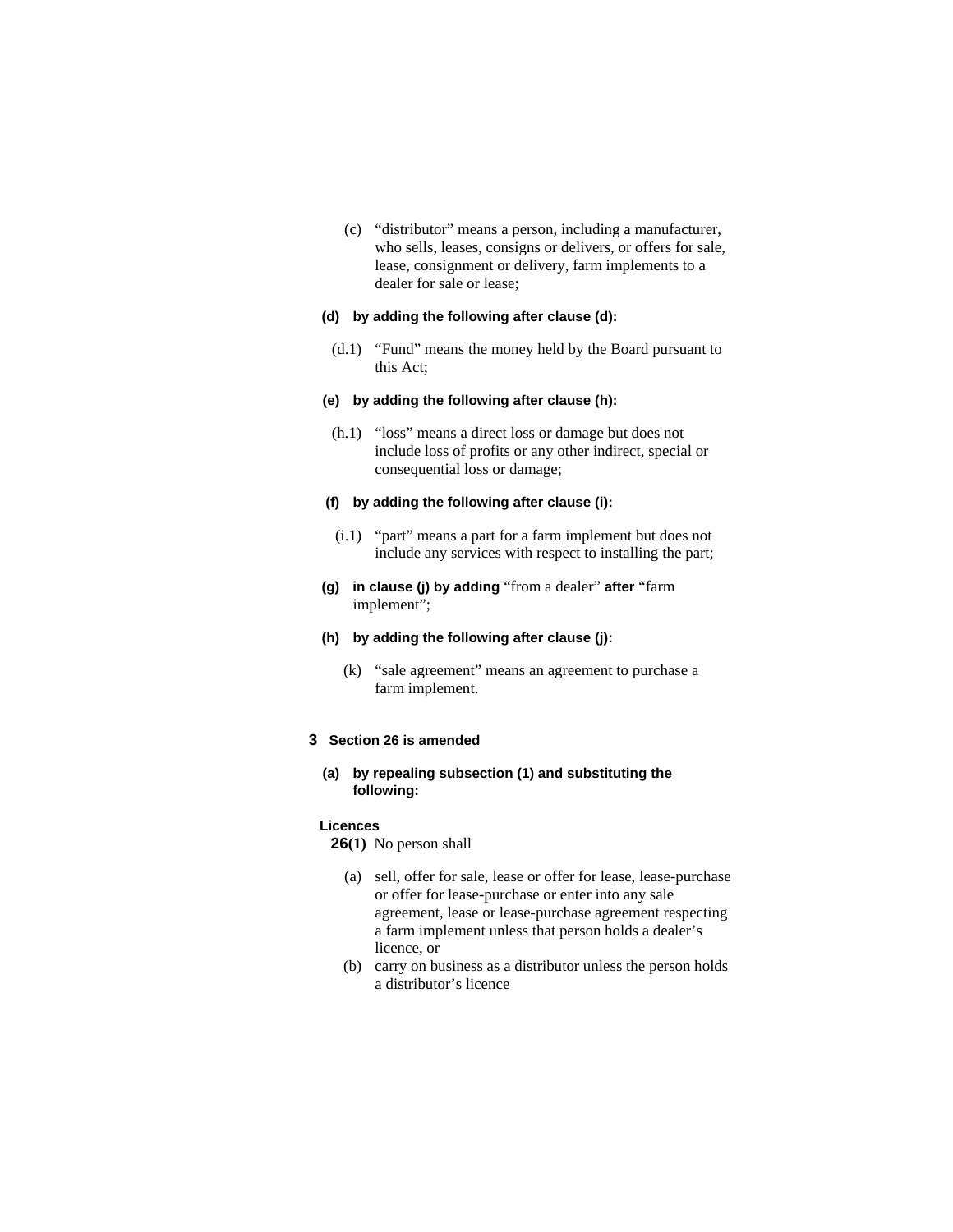(c) “distributor” means a person, including a manufacturer, who sells, leases, consigns or delivers, or offers for sale, lease, consignment or delivery, farm implements to a dealer for sale or lease;

**(d) by adding the following after clause (d):**

(d.1) “Fund” means the money held by the Board pursuant to this Act;

**(e) by adding the following after clause (h):**

(h.1) “loss” means a direct loss or damage but does not include loss of profits or any other indirect, special or consequential loss or damage;

**(f) by adding the following after clause (i):**

(i.1) “part” means a part for a farm implement but does not include any services with respect to installing the part;

**(g) in clause (j) by adding** “from a dealer” **after** “farm implement”;

**(h) by adding the following after clause (j):**

(k) “sale agreement” means an agreement to purchase a farm implement.

**3 Section 26 is amended**

**(a) by repealing subsection (1) and substituting the following:**

**Licences**

**26(1)** No person shall

(a) sell, offer for sale, lease or offer for lease, lease-purchase or offer for lease-purchase or enter into any sale agreement, lease or lease-purchase agreement respecting a farm implement unless that person holds a dealer’s licence, or

(b) carry on business as a distributor unless the person holds a distributor’s licence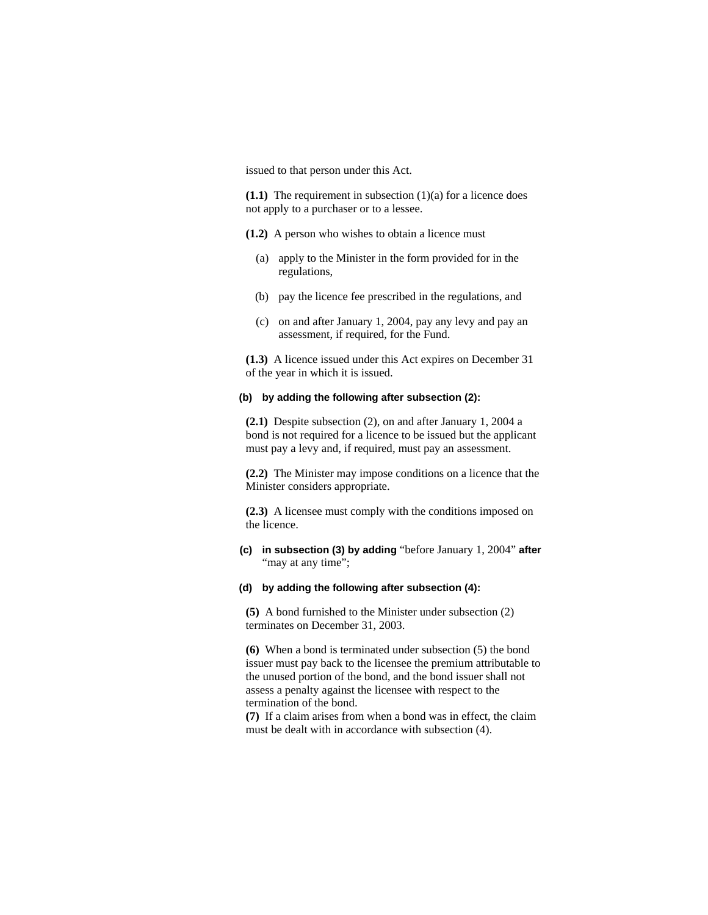issued to that person under this Act.

**(1.1)** The requirement in subsection (1)(a) for a licence does not apply to a purchaser or to a lessee.

**(1.2)** A person who wishes to obtain a licence must

(a) apply to the Minister in the form provided for in the regulations,

(b) pay the licence fee prescribed in the regulations, and

(c) on and after January 1, 2004, pay any levy and pay an assessment, if required, for the Fund.

**(1.3)** A licence issued under this Act expires on December 31 of the year in which it is issued.

**(b) by adding the following after subsection (2):**

**(2.1)** Despite subsection (2), on and after January 1, 2004 a bond is not required for a licence to be issued but the applicant must pay a levy and, if required, must pay an assessment.

**(2.2)** The Minister may impose conditions on a licence that the Minister considers appropriate.

**(2.3)** A licensee must comply with the conditions imposed on the licence.

**(c) in subsection (3) by adding** "before January 1, 2004" **after** "may at any time";

**(d) by adding the following after subsection (4):**

**(5)** A bond furnished to the Minister under subsection (2) terminates on December 31, 2003.

**(6)** When a bond is terminated under subsection (5) the bond issuer must pay back to the licensee the premium attributable to the unused portion of the bond, and the bond issuer shall not assess a penalty against the licensee with respect to the termination of the bond.

**(7)** If a claim arises from when a bond was in effect, the claim must be dealt with in accordance with subsection (4).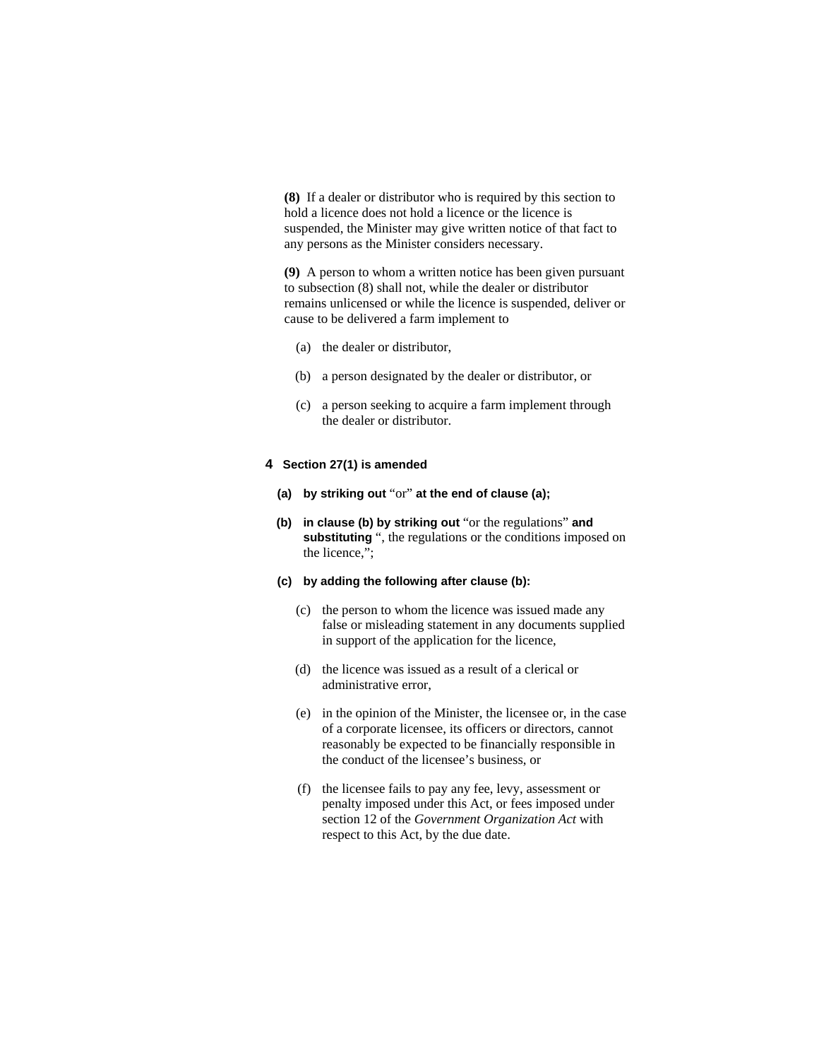**(8)** If a dealer or distributor who is required by this section to hold a licence does not hold a licence or the licence is suspended, the Minister may give written notice of that fact to any persons as the Minister considers necessary.

**(9)** A person to whom a written notice has been given pursuant to subsection (8) shall not, while the dealer or distributor remains unlicensed or while the licence is suspended, deliver or cause to be delivered a farm implement to

- (a) the dealer or distributor,
- (b) a person designated by the dealer or distributor, or
- (c) a person seeking to acquire a farm implement through the dealer or distributor.

**4 Section 27(1) is amended**

**(a) by striking out** "or" **at the end of clause (a);**

**(b) in clause (b) by striking out** "or the regulations" **and substituting** ", the regulations or the conditions imposed on the licence,";

**(c) by adding the following after clause (b):**

- (c) the person to whom the licence was issued made any false or misleading statement in any documents supplied in support of the application for the licence,
- (d) the licence was issued as a result of a clerical or administrative error,
- (e) in the opinion of the Minister, the licensee or, in the case of a corporate licensee, its officers or directors, cannot reasonably be expected to be financially responsible in the conduct of the licensee's business, or
- (f) the licensee fails to pay any fee, levy, assessment or penalty imposed under this Act, or fees imposed under section 12 of the *Government Organization Act* with respect to this Act, by the due date.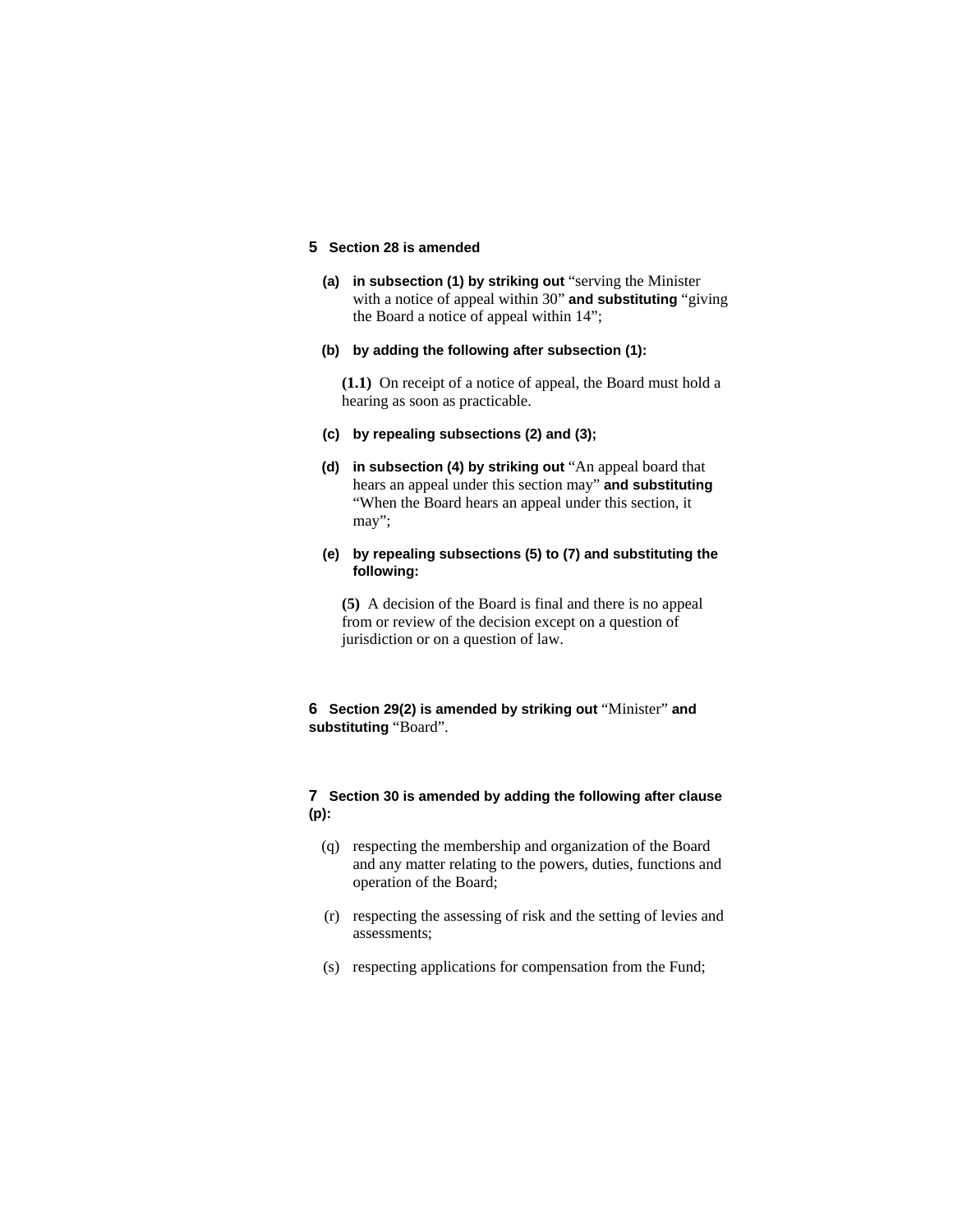**5 Section 28 is amended**

**(a) in subsection (1) by striking out** "serving the Minister with a notice of appeal within 30" **and substituting** "giving the Board a notice of appeal within 14";

**(b) by adding the following after subsection (1):**

> **(1.1)** On receipt of a notice of appeal, the Board must hold a hearing as soon as practicable.

**(c) by repealing subsections (2) and (3);**

**(d) in subsection (4) by striking out** "An appeal board that hears an appeal under this section may" **and substituting** "When the Board hears an appeal under this section, it may";

**(e) by repealing subsections (5) to (7) and substituting the following:**

> **(5)** A decision of the Board is final and there is no appeal from or review of the decision except on a question of jurisdiction or on a question of law.

**6 Section 29(2) is amended by striking out** "Minister" **and substituting** "Board".

**7 Section 30 is amended by adding the following after clause (p):**

(q) respecting the membership and organization of the Board and any matter relating to the powers, duties, functions and operation of the Board;

(r) respecting the assessing of risk and the setting of levies and assessments;

(s) respecting applications for compensation from the Fund;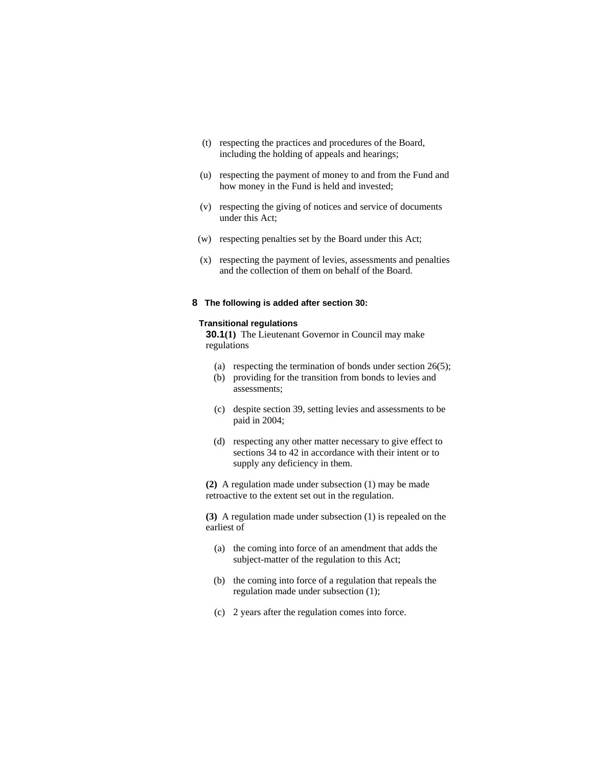(t) respecting the practices and procedures of the Board, including the holding of appeals and hearings;

(u) respecting the payment of money to and from the Fund and how money in the Fund is held and invested;

(v) respecting the giving of notices and service of documents under this Act;

(w) respecting penalties set by the Board under this Act;

(x) respecting the payment of levies, assessments and penalties and the collection of them on behalf of the Board.

**8 The following is added after section 30:**

**Transitional regulations**

**30.1(1)** The Lieutenant Governor in Council may make regulations

(a) respecting the termination of bonds under section 26(5);

(b) providing for the transition from bonds to levies and assessments;

(c) despite section 39, setting levies and assessments to be paid in 2004;

(d) respecting any other matter necessary to give effect to sections 34 to 42 in accordance with their intent or to supply any deficiency in them.

**(2)** A regulation made under subsection (1) may be made retroactive to the extent set out in the regulation.

**(3)** A regulation made under subsection (1) is repealed on the earliest of

(a) the coming into force of an amendment that adds the subject-matter of the regulation to this Act;

(b) the coming into force of a regulation that repeals the regulation made under subsection (1);

(c) 2 years after the regulation comes into force.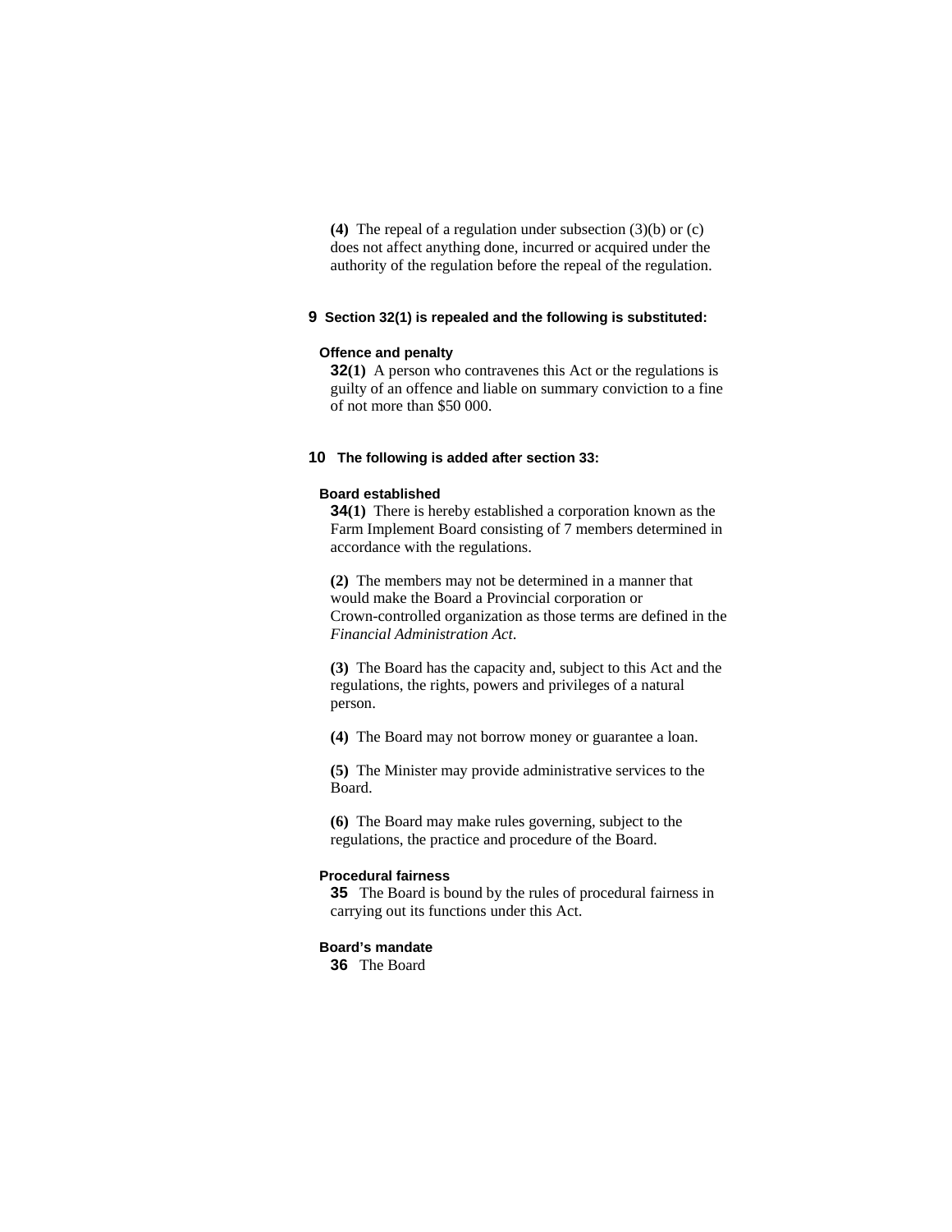**(4)** The repeal of a regulation under subsection (3)(b) or (c) does not affect anything done, incurred or acquired under the authority of the regulation before the repeal of the regulation.

**9 Section 32(1) is repealed and the following is substituted:**

**Offence and penalty**

**32(1)** A person who contravenes this Act or the regulations is guilty of an offence and liable on summary conviction to a fine of not more than $50 000.

**10 The following is added after section 33:**

**Board established**

**34(1)** There is hereby established a corporation known as the Farm Implement Board consisting of 7 members determined in accordance with the regulations.

**(2)** The members may not be determined in a manner that would make the Board a Provincial corporation or Crown-controlled organization as those terms are defined in the *Financial Administration Act*.

**(3)** The Board has the capacity and, subject to this Act and the regulations, the rights, powers and privileges of a natural person.

**(4)** The Board may not borrow money or guarantee a loan.

**(5)** The Minister may provide administrative services to the Board.

**(6)** The Board may make rules governing, subject to the regulations, the practice and procedure of the Board.

**Procedural fairness**

**35** The Board is bound by the rules of procedural fairness in carrying out its functions under this Act.

**Board's mandate**

**36** The Board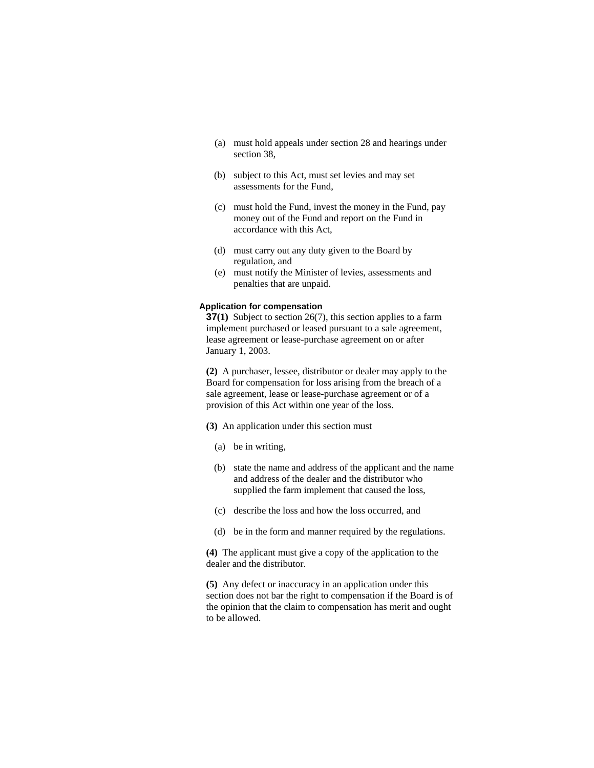(a) must hold appeals under section 28 and hearings under section 38,

(b) subject to this Act, must set levies and may set assessments for the Fund,

(c) must hold the Fund, invest the money in the Fund, pay money out of the Fund and report on the Fund in accordance with this Act,

(d) must carry out any duty given to the Board by regulation, and

(e) must notify the Minister of levies, assessments and penalties that are unpaid.

#### Application for compensation

**37(1)** Subject to section 26(7), this section applies to a farm implement purchased or leased pursuant to a sale agreement, lease agreement or lease-purchase agreement on or after January 1, 2003.

**(2)** A purchaser, lessee, distributor or dealer may apply to the Board for compensation for loss arising from the breach of a sale agreement, lease or lease-purchase agreement or of a provision of this Act within one year of the loss.

**(3)** An application under this section must

(a) be in writing,

(b) state the name and address of the applicant and the name and address of the dealer and the distributor who supplied the farm implement that caused the loss,

(c) describe the loss and how the loss occurred, and

(d) be in the form and manner required by the regulations.

**(4)** The applicant must give a copy of the application to the dealer and the distributor.

**(5)** Any defect or inaccuracy in an application under this section does not bar the right to compensation if the Board is of the opinion that the claim to compensation has merit and ought to be allowed.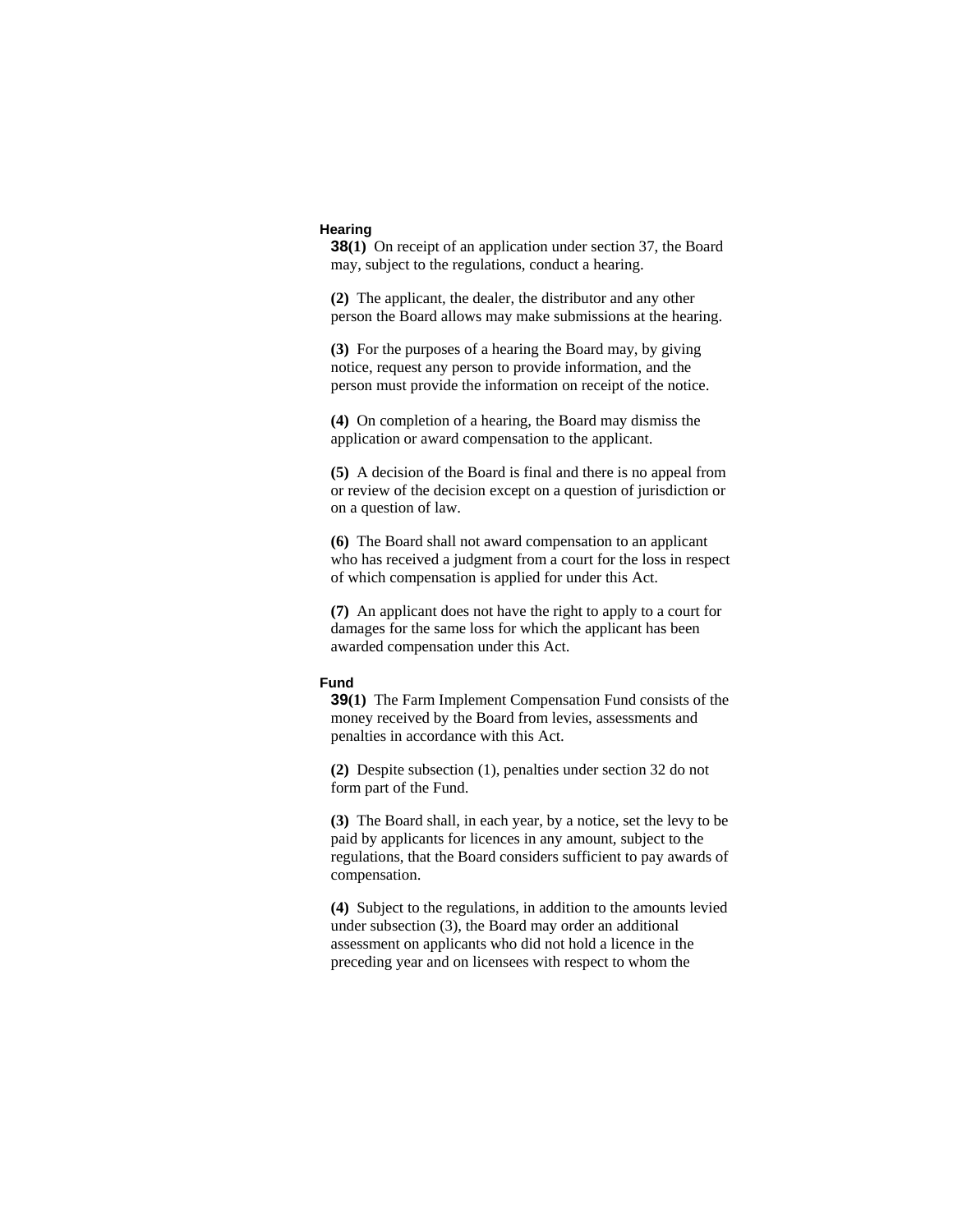### Hearing

**38(1)** On receipt of an application under section 37, the Board may, subject to the regulations, conduct a hearing.

**(2)** The applicant, the dealer, the distributor and any other person the Board allows may make submissions at the hearing.

**(3)** For the purposes of a hearing the Board may, by giving notice, request any person to provide information, and the person must provide the information on receipt of the notice.

**(4)** On completion of a hearing, the Board may dismiss the application or award compensation to the applicant.

**(5)** A decision of the Board is final and there is no appeal from or review of the decision except on a question of jurisdiction or on a question of law.

**(6)** The Board shall not award compensation to an applicant who has received a judgment from a court for the loss in respect of which compensation is applied for under this Act.

**(7)** An applicant does not have the right to apply to a court for damages for the same loss for which the applicant has been awarded compensation under this Act.

### Fund

**39(1)** The Farm Implement Compensation Fund consists of the money received by the Board from levies, assessments and penalties in accordance with this Act.

**(2)** Despite subsection (1), penalties under section 32 do not form part of the Fund.

**(3)** The Board shall, in each year, by a notice, set the levy to be paid by applicants for licences in any amount, subject to the regulations, that the Board considers sufficient to pay awards of compensation.

**(4)** Subject to the regulations, in addition to the amounts levied under subsection (3), the Board may order an additional assessment on applicants who did not hold a licence in the preceding year and on licensees with respect to whom the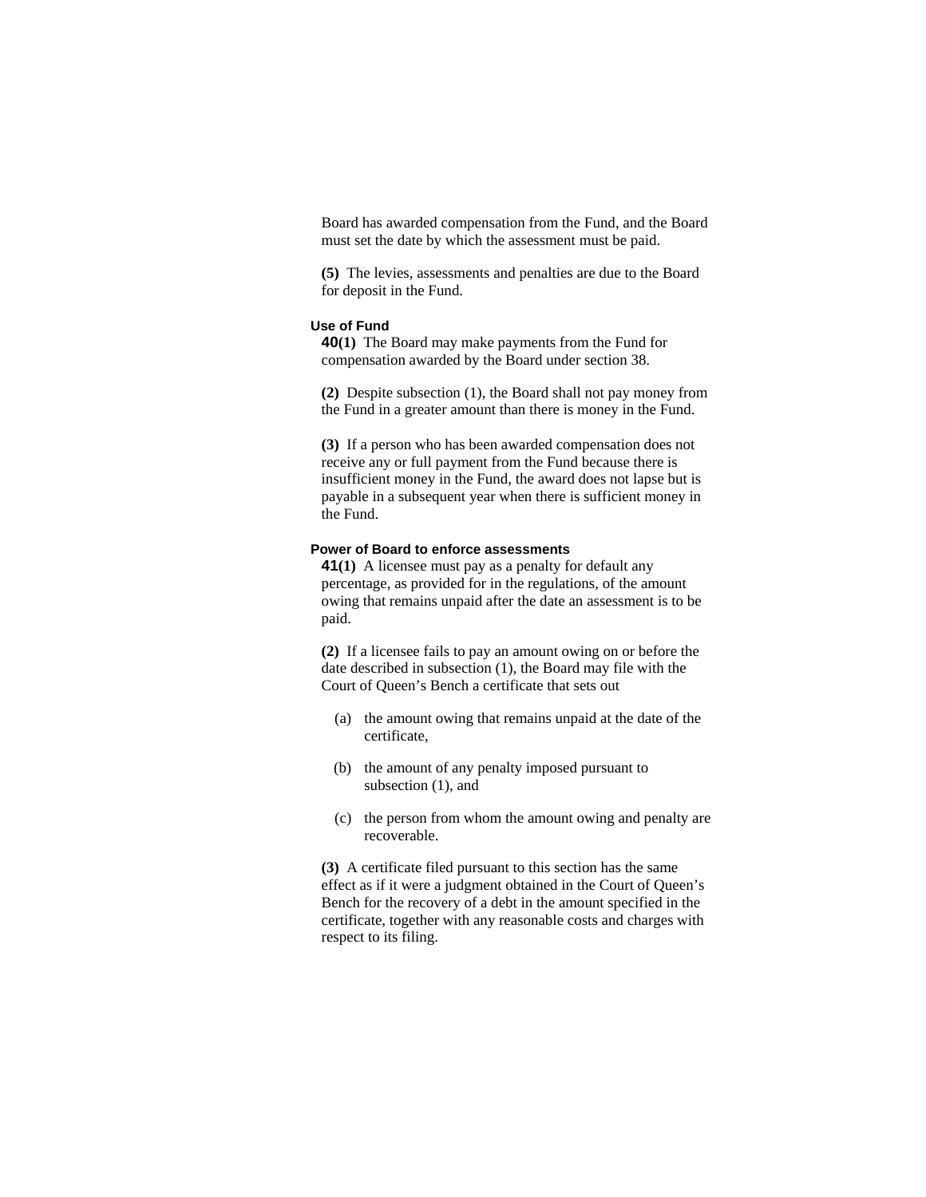Board has awarded compensation from the Fund, and the Board must set the date by which the assessment must be paid.

**(5)** The levies, assessments and penalties are due to the Board for deposit in the Fund.

#### Use of Fund

**40(1)** The Board may make payments from the Fund for compensation awarded by the Board under section 38.

**(2)** Despite subsection (1), the Board shall not pay money from the Fund in a greater amount than there is money in the Fund.

**(3)** If a person who has been awarded compensation does not receive any or full payment from the Fund because there is insufficient money in the Fund, the award does not lapse but is payable in a subsequent year when there is sufficient money in the Fund.

#### Power of Board to enforce assessments

**41(1)** A licensee must pay as a penalty for default any percentage, as provided for in the regulations, of the amount owing that remains unpaid after the date an assessment is to be paid.

**(2)** If a licensee fails to pay an amount owing on or before the date described in subsection (1), the Board may file with the Court of Queen's Bench a certificate that sets out

(a) the amount owing that remains unpaid at the date of the certificate,

(b) the amount of any penalty imposed pursuant to subsection (1), and

(c) the person from whom the amount owing and penalty are recoverable.

**(3)** A certificate filed pursuant to this section has the same effect as if it were a judgment obtained in the Court of Queen's Bench for the recovery of a debt in the amount specified in the certificate, together with any reasonable costs and charges with respect to its filing.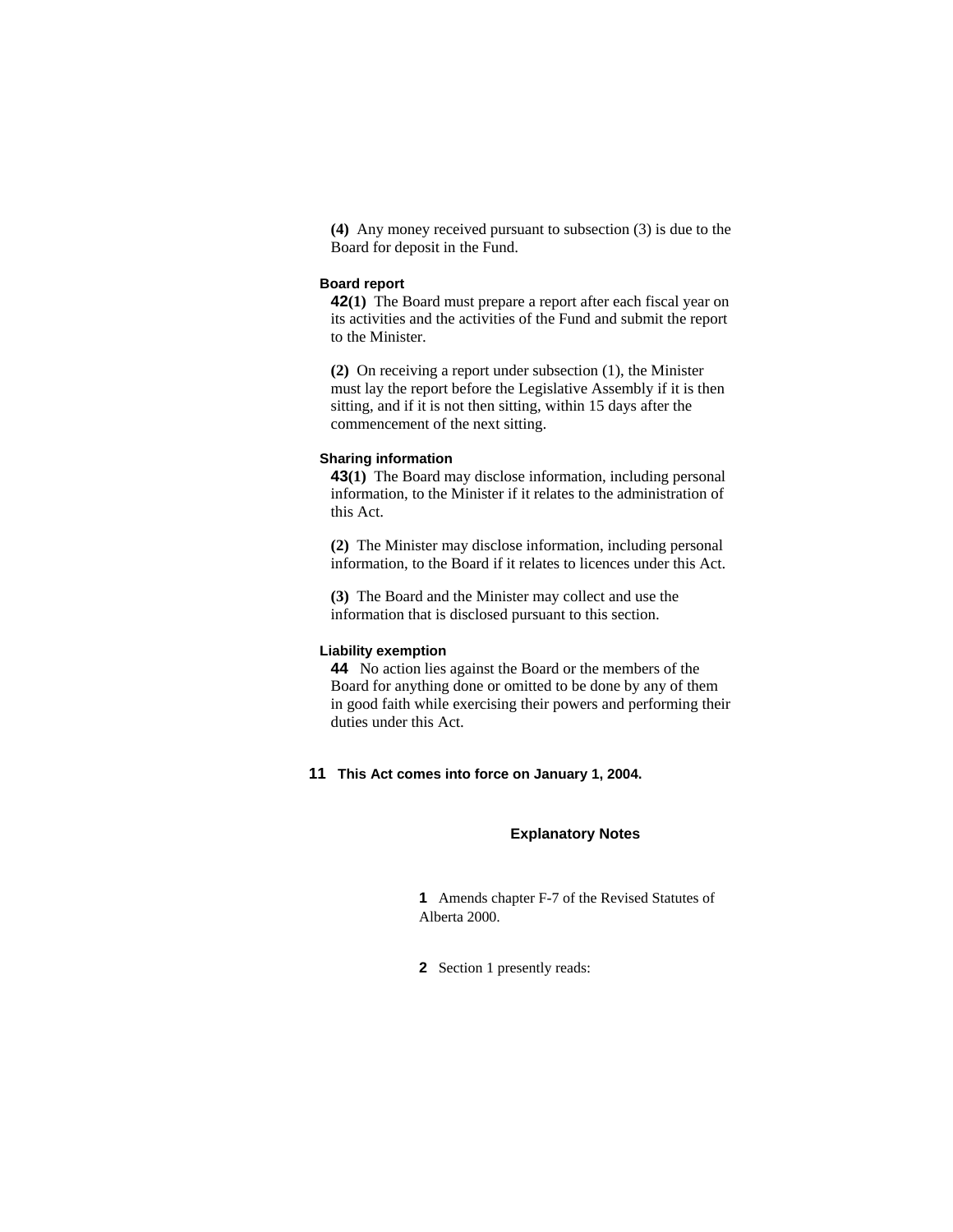**(4)** Any money received pursuant to subsection (3) is due to the Board for deposit in the Fund.

**Board report**

**42(1)** The Board must prepare a report after each fiscal year on its activities and the activities of the Fund and submit the report to the Minister.

**(2)** On receiving a report under subsection (1), the Minister must lay the report before the Legislative Assembly if it is then sitting, and if it is not then sitting, within 15 days after the commencement of the next sitting.

**Sharing information**

**43(1)** The Board may disclose information, including personal information, to the Minister if it relates to the administration of this Act.

**(2)** The Minister may disclose information, including personal information, to the Board if it relates to licences under this Act.

**(3)** The Board and the Minister may collect and use the information that is disclosed pursuant to this section.

**Liability exemption**

**44** No action lies against the Board or the members of the Board for anything done or omitted to be done by any of them in good faith while exercising their powers and performing their duties under this Act.

**11 This Act comes into force on January 1, 2004.**

## Explanatory Notes

**1** Amends chapter F-7 of the Revised Statutes of Alberta 2000.

**2** Section 1 presently reads: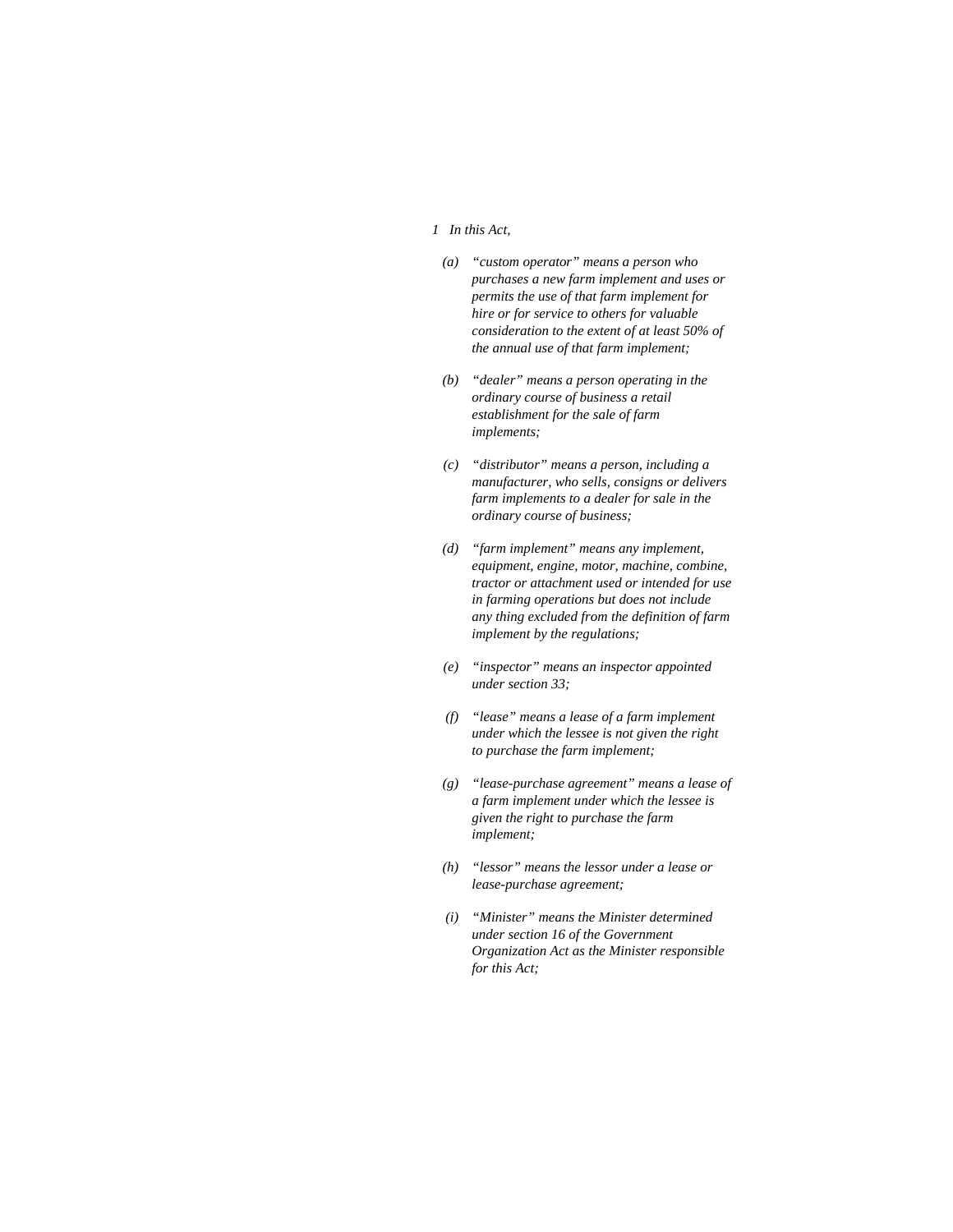*1 In this Act,*

*(a) “custom operator” means a person who purchases a new farm implement and uses or permits the use of that farm implement for hire or for service to others for valuable consideration to the extent of at least 50% of the annual use of that farm implement;*

*(b) “dealer” means a person operating in the ordinary course of business a retail establishment for the sale of farm implements;*

*(c) “distributor” means a person, including a manufacturer, who sells, consigns or delivers farm implements to a dealer for sale in the ordinary course of business;*

*(d) “farm implement” means any implement, equipment, engine, motor, machine, combine, tractor or attachment used or intended for use in farming operations but does not include any thing excluded from the definition of farm implement by the regulations;*

*(e) “inspector” means an inspector appointed under section 33;*

*(f) “lease” means a lease of a farm implement under which the lessee is not given the right to purchase the farm implement;*

*(g) “lease-purchase agreement” means a lease of a farm implement under which the lessee is given the right to purchase the farm implement;*

*(h) “lessor” means the lessor under a lease or lease-purchase agreement;*

*(i) “Minister” means the Minister determined under section 16 of the Government Organization Act as the Minister responsible for this Act;*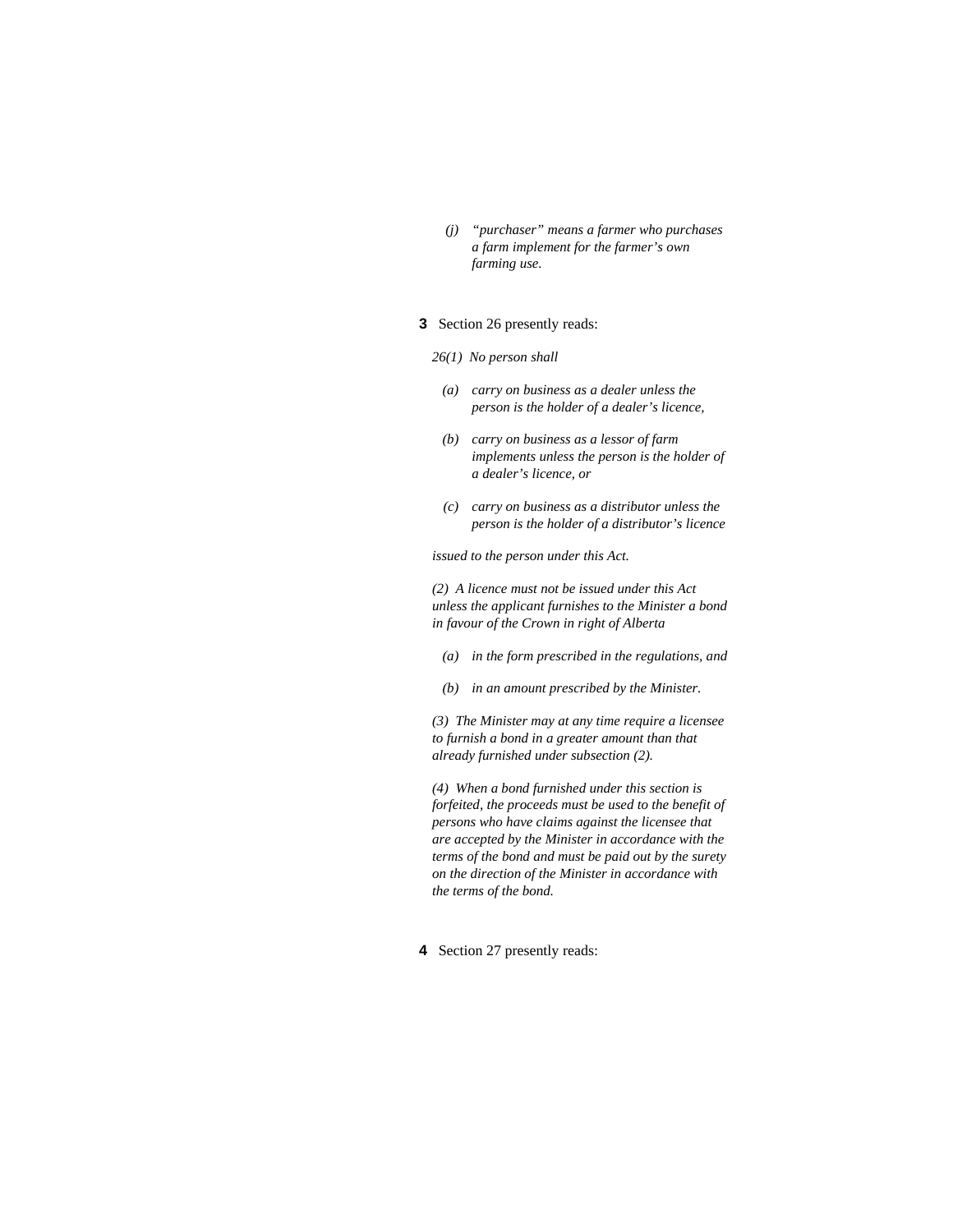*(j) "purchaser" means a farmer who purchases a farm implement for the farmer's own farming use.*

**3** Section 26 presently reads:

*26(1) No person shall*

*(a) carry on business as a dealer unless the person is the holder of a dealer's licence,*

*(b) carry on business as a lessor of farm implements unless the person is the holder of a dealer's licence, or*

*(c) carry on business as a distributor unless the person is the holder of a distributor's licence*

*issued to the person under this Act.*

*(2) A licence must not be issued under this Act unless the applicant furnishes to the Minister a bond in favour of the Crown in right of Alberta*

*(a) in the form prescribed in the regulations, and*

*(b) in an amount prescribed by the Minister.*

*(3) The Minister may at any time require a licensee to furnish a bond in a greater amount than that already furnished under subsection (2).*

*(4) When a bond furnished under this section is forfeited, the proceeds must be used to the benefit of persons who have claims against the licensee that are accepted by the Minister in accordance with the terms of the bond and must be paid out by the surety on the direction of the Minister in accordance with the terms of the bond.*

**4** Section 27 presently reads: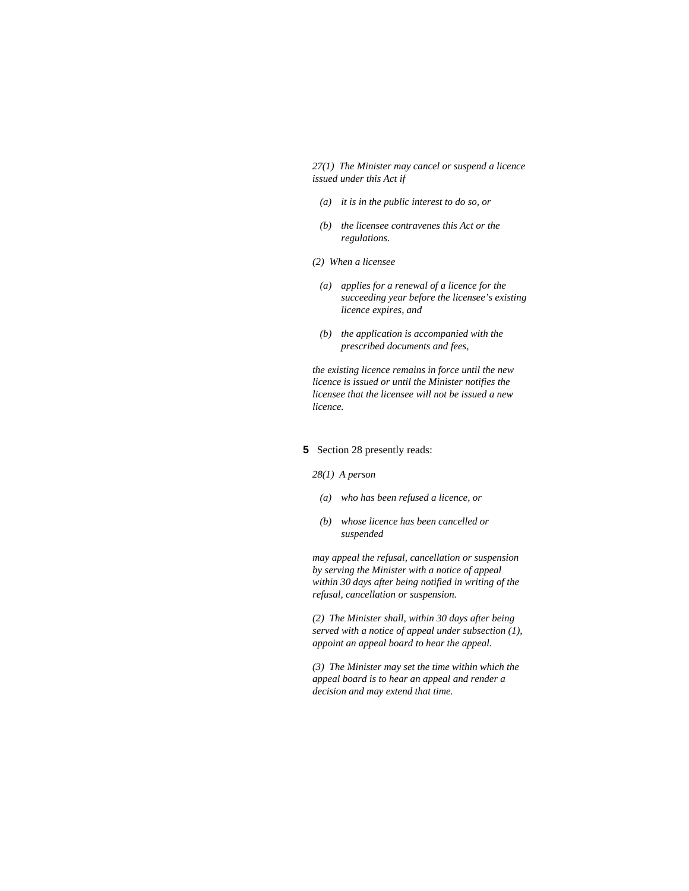*27(1) The Minister may cancel or suspend a licence issued under this Act if*

> *(a) it is in the public interest to do so, or*
>
> *(b) the licensee contravenes this Act or the regulations.*

*(2) When a licensee*

> *(a) applies for a renewal of a licence for the succeeding year before the licensee's existing licence expires, and*
>
> *(b) the application is accompanied with the prescribed documents and fees,*

*the existing licence remains in force until the new licence is issued or until the Minister notifies the licensee that the licensee will not be issued a new licence.*

**5** Section 28 presently reads:

*28(1) A person*

> *(a) who has been refused a licence, or*
>
> *(b) whose licence has been cancelled or suspended*

*may appeal the refusal, cancellation or suspension by serving the Minister with a notice of appeal within 30 days after being notified in writing of the refusal, cancellation or suspension.*

*(2) The Minister shall, within 30 days after being served with a notice of appeal under subsection (1), appoint an appeal board to hear the appeal.*

*(3) The Minister may set the time within which the appeal board is to hear an appeal and render a decision and may extend that time.*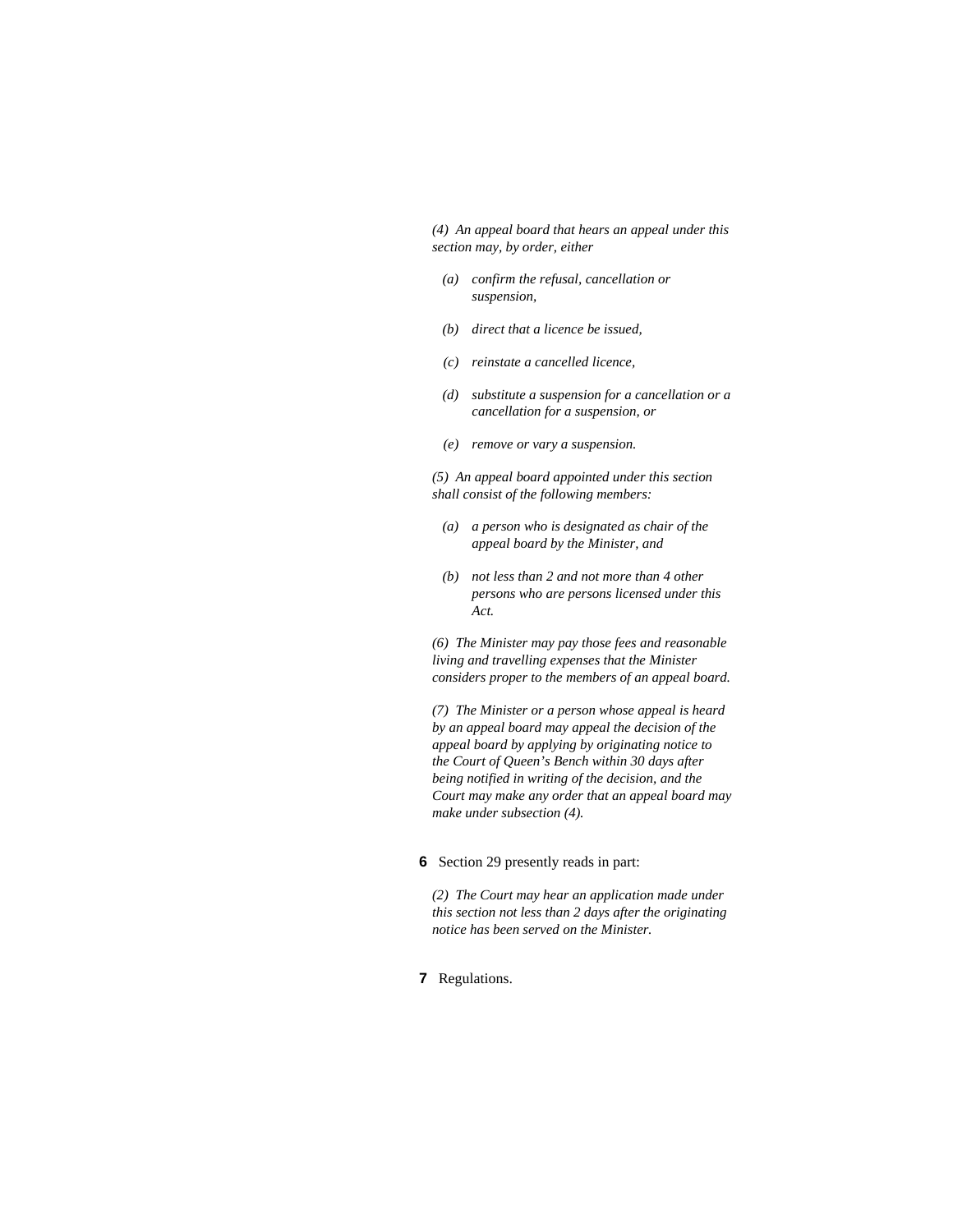*(4) An appeal board that hears an appeal under this section may, by order, either*

- *(a) confirm the refusal, cancellation or suspension,*
- *(b) direct that a licence be issued,*
- *(c) reinstate a cancelled licence,*
- *(d) substitute a suspension for a cancellation or a cancellation for a suspension, or*
- *(e) remove or vary a suspension.*

*(5) An appeal board appointed under this section shall consist of the following members:*

- *(a) a person who is designated as chair of the appeal board by the Minister, and*
- *(b) not less than 2 and not more than 4 other persons who are persons licensed under this Act.*

*(6) The Minister may pay those fees and reasonable living and travelling expenses that the Minister considers proper to the members of an appeal board.*

*(7) The Minister or a person whose appeal is heard by an appeal board may appeal the decision of the appeal board by applying by originating notice to the Court of Queen's Bench within 30 days after being notified in writing of the decision, and the Court may make any order that an appeal board may make under subsection (4).*

**6** Section 29 presently reads in part:

*(2) The Court may hear an application made under this section not less than 2 days after the originating notice has been served on the Minister.*

**7** Regulations.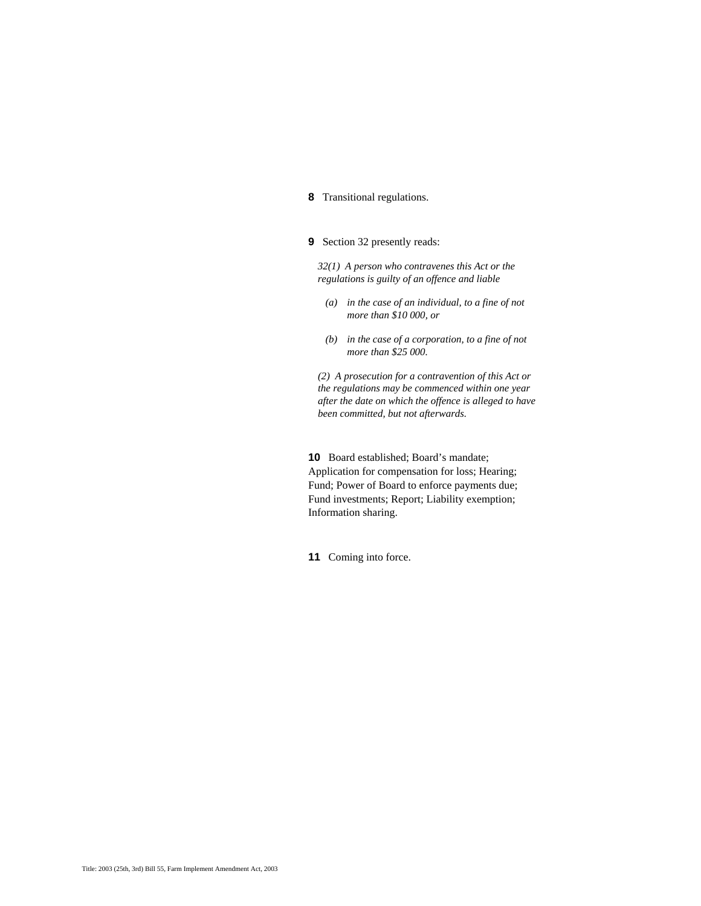**8** Transitional regulations.

**9** Section 32 presently reads:

*32(1) A person who contravenes this Act or the regulations is guilty of an offence and liable*

*(a) in the case of an individual, to a fine of not more than $10 000, or*

*(b) in the case of a corporation, to a fine of not more than $25 000.*

*(2) A prosecution for a contravention of this Act or the regulations may be commenced within one year after the date on which the offence is alleged to have been committed, but not afterwards.*

**10** Board established; Board's mandate; Application for compensation for loss; Hearing; Fund; Power of Board to enforce payments due; Fund investments; Report; Liability exemption; Information sharing.

**11** Coming into force.